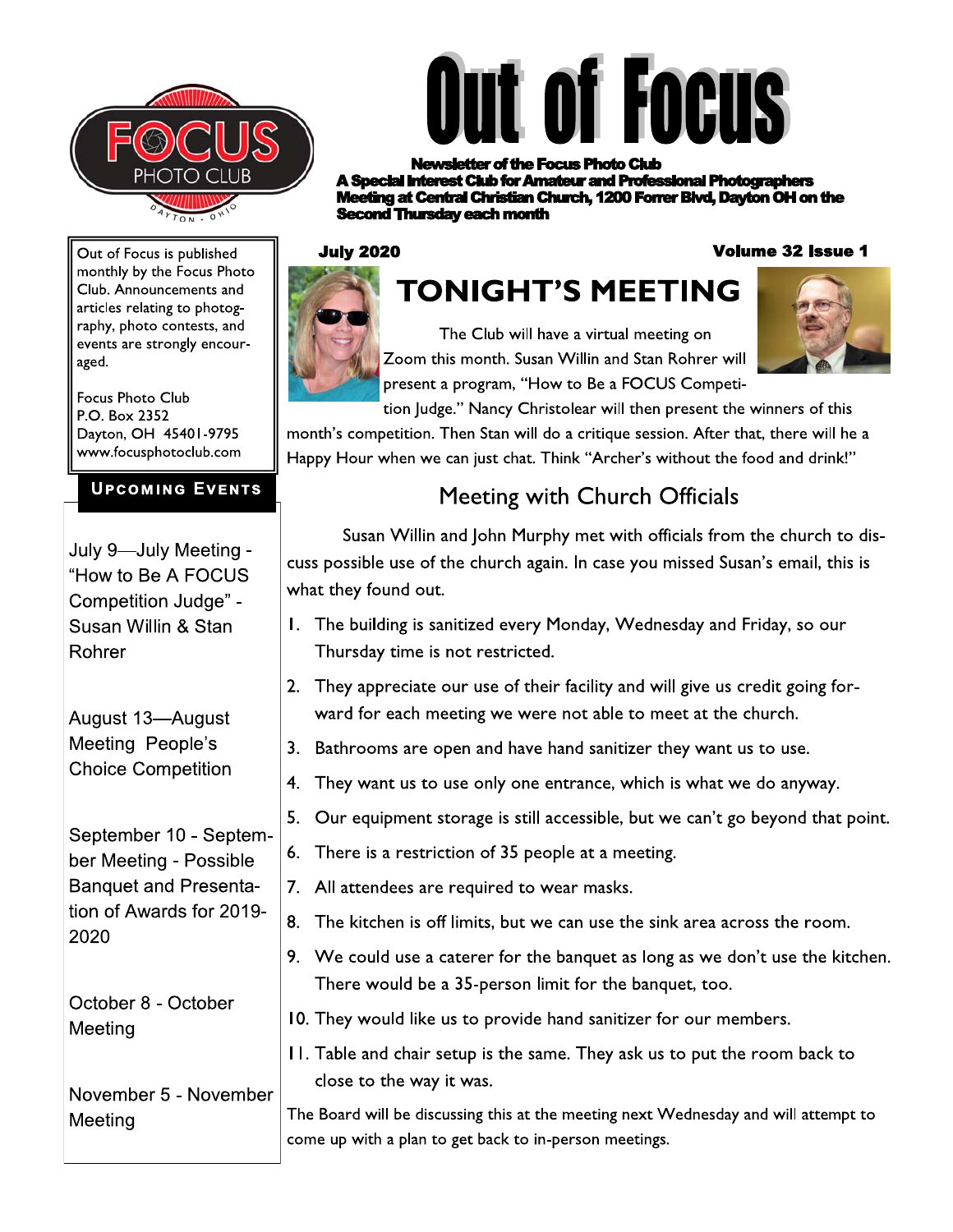# Out of Focus

**Newsletter of the Focus Photo Club**
**A Special Interest Club for Amateur and Professional Photographers**
**Meeting at Central Christian Church, 1200 Forrer Blvd, Dayton OH on the Second Thursday each month**

Out of Focus is published monthly by the Focus Photo Club. Announcements and articles relating to photography, photo contests, and events are strongly encouraged.

Focus Photo Club
P.O. Box 2352
Dayton, OH 45401-9795
www.focusphotoclub.com

**July 2020** **Volume 32 Issue 1**

## TONIGHT'S MEETING

The Club will have a virtual meeting on Zoom this month. Susan Willin and Stan Rohrer will present a program, "How to Be a FOCUS Competition Judge." Nancy Christolear will then present the winners of this month's competition. Then Stan will do a critique session. After that, there will he a Happy Hour when we can just chat. Think "Archer's without the food and drink!"

## Meeting with Church Officials

Susan Willin and John Murphy met with officials from the church to discuss possible use of the church again. In case you missed Susan's email, this is what they found out.

1. The building is sanitized every Monday, Wednesday and Friday, so our Thursday time is not restricted.
2. They appreciate our use of their facility and will give us credit going forward for each meeting we were not able to meet at the church.
3. Bathrooms are open and have hand sanitizer they want us to use.
4. They want us to use only one entrance, which is what we do anyway.
5. Our equipment storage is still accessible, but we can't go beyond that point.
6. There is a restriction of 35 people at a meeting.
7. All attendees are required to wear masks.
8. The kitchen is off limits, but we can use the sink area across the room.
9. We could use a caterer for the banquet as long as we don't use the kitchen. There would be a 35-person limit for the banquet, too.
10. They would like us to provide hand sanitizer for our members.
11. Table and chair setup is the same. They ask us to put the room back to close to the way it was.

The Board will be discussing this at the meeting next Wednesday and will attempt to come up with a plan to get back to in-person meetings.

## Upcoming Events

July 9—July Meeting - "How to Be A FOCUS Competition Judge" - Susan Willin & Stan Rohrer

August 13—August Meeting People's Choice Competition

September 10 - September Meeting - Possible Banquet and Presentation of Awards for 2019-2020

October 8 - October Meeting

November 5 - November Meeting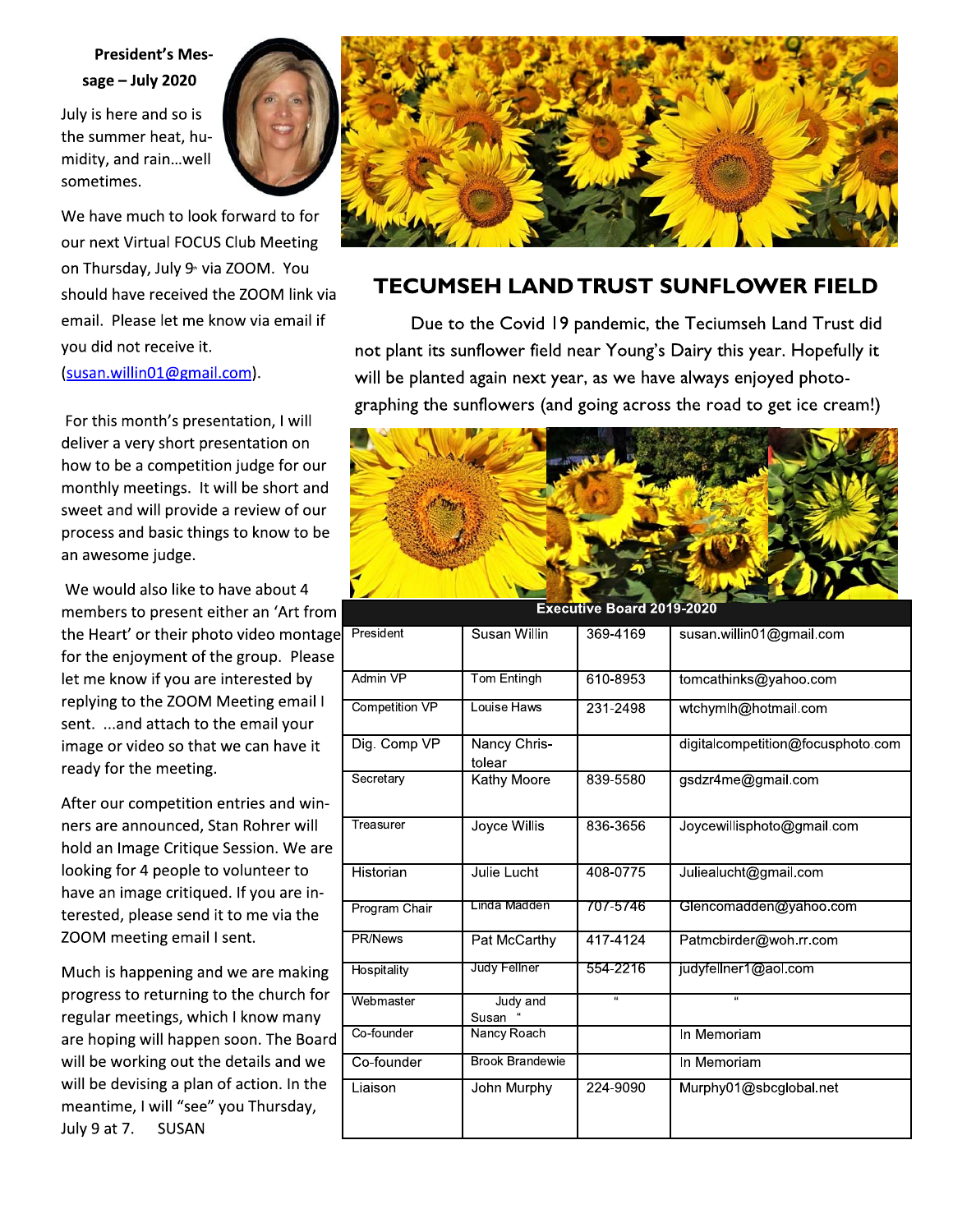**President's Message – July 2020**

July is here and so is the summer heat, humidity, and rain…well sometimes.

We have much to look forward to for our next Virtual FOCUS Club Meeting on Thursday, July 9th via ZOOM. You should have received the ZOOM link via email. Please let me know via email if you did not receive it. (susan.willin01@gmail.com).

For this month's presentation, I will deliver a very short presentation on how to be a competition judge for our monthly meetings. It will be short and sweet and will provide a review of our process and basic things to know to be an awesome judge.

We would also like to have about 4 members to present either an 'Art from the Heart' or their photo video montage for the enjoyment of the group. Please let me know if you are interested by replying to the ZOOM Meeting email I sent. ...and attach to the email your image or video so that we can have it ready for the meeting.

After our competition entries and winners are announced, Stan Rohrer will hold an Image Critique Session. We are looking for 4 people to volunteer to have an image critiqued. If you are interested, please send it to me via the ZOOM meeting email I sent.

Much is happening and we are making progress to returning to the church for regular meetings, which I know many are hoping will happen soon. The Board will be working out the details and we will be devising a plan of action. In the meantime, I will "see" you Thursday, July 9 at 7. SUSAN

## TECUMSEH LAND TRUST SUNFLOWER FIELD

Due to the Covid 19 pandemic, the Teciumseh Land Trust did not plant its sunflower field near Young's Dairy this year. Hopefully it will be planted again next year, as we have always enjoyed photographing the sunflowers (and going across the road to get ice cream!)

| Executive Board 2019-2020 | | | |
|---|---|---|---|
| President | Susan Willin | 369-4169 | susan.willin01@gmail.com |
| Admin VP | Tom Entingh | 610-8953 | tomcathinks@yahoo.com |
| Competition VP | Louise Haws | 231-2498 | wtchymlh@hotmail.com |
| Dig. Comp VP | Nancy Christolear | | digitalcompetition@focusphoto.com |
| Secretary | Kathy Moore | 839-5580 | gsdzr4me@gmail.com |
| Treasurer | Joyce Willis | 836-3656 | Joycewillisphoto@gmail.com |
| Historian | Julie Lucht | 408-0775 | Juliealucht@gmail.com |
| Program Chair | Linda Madden | 707-5746 | Glencomadden@yahoo.com |
| PR/News | Pat McCarthy | 417-4124 | Patmcbirder@woh.rr.com |
| Hospitality | Judy Fellner | 554-2216 | judyfellner1@aol.com |
| Webmaster | Judy and Susan " | " | " |
| Co-founder | Nancy Roach | | In Memoriam |
| Co-founder | Brook Brandewie | | In Memoriam |
| Liaison | John Murphy | 224-9090 | Murphy01@sbcglobal.net |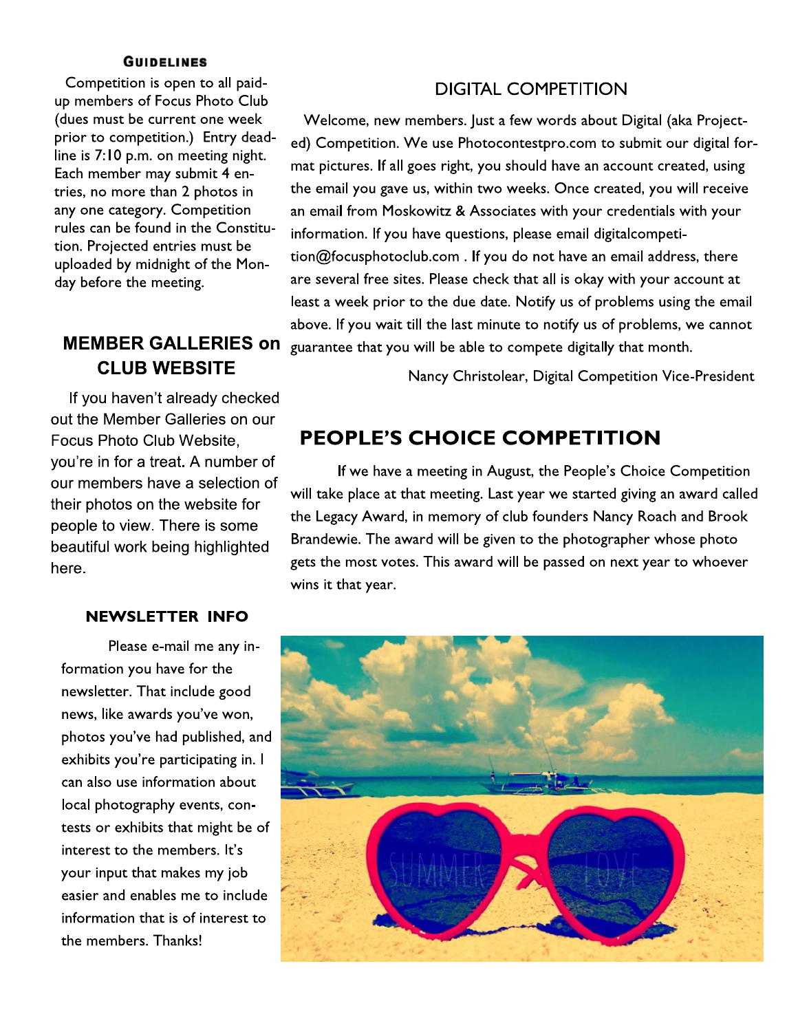### Guidelines

Competition is open to all paid-up members of Focus Photo Club (dues must be current one week prior to competition.) Entry deadline is 7:10 p.m. on meeting night. Each member may submit 4 entries, no more than 2 photos in any one category. Competition rules can be found in the Constitution. Projected entries must be uploaded by midnight of the Monday before the meeting.

## MEMBER GALLERIES on CLUB WEBSITE

If you haven't already checked out the Member Galleries on our Focus Photo Club Website, you're in for a treat. A number of our members have a selection of their photos on the website for people to view. There is some beautiful work being highlighted here.

### NEWSLETTER INFO

Please e-mail me any information you have for the newsletter. That include good news, like awards you've won, photos you've had published, and exhibits you're participating in. I can also use information about local photography events, contests or exhibits that might be of interest to the members. It's your input that makes my job easier and enables me to include information that is of interest to the members. Thanks!

## DIGITAL COMPETITION

Welcome, new members. Just a few words about Digital (aka Projected) Competition. We use Photocontestpro.com to submit our digital format pictures. If all goes right, you should have an account created, using the email you gave us, within two weeks. Once created, you will receive an email from Moskowitz & Associates with your credentials with your information. If you have questions, please email digitalcompetition@focusphotoclub.com . If you do not have an email address, there are several free sites. Please check that all is okay with your account at least a week prior to the due date. Notify us of problems using the email above. If you wait till the last minute to notify us of problems, we cannot guarantee that you will be able to compete digitally that month.

Nancy Christolear, Digital Competition Vice-President

## PEOPLE'S CHOICE COMPETITION

If we have a meeting in August, the People's Choice Competition will take place at that meeting. Last year we started giving an award called the Legacy Award, in memory of club founders Nancy Roach and Brook Brandewie. The award will be given to the photographer whose photo gets the most votes. This award will be passed on next year to whoever wins it that year.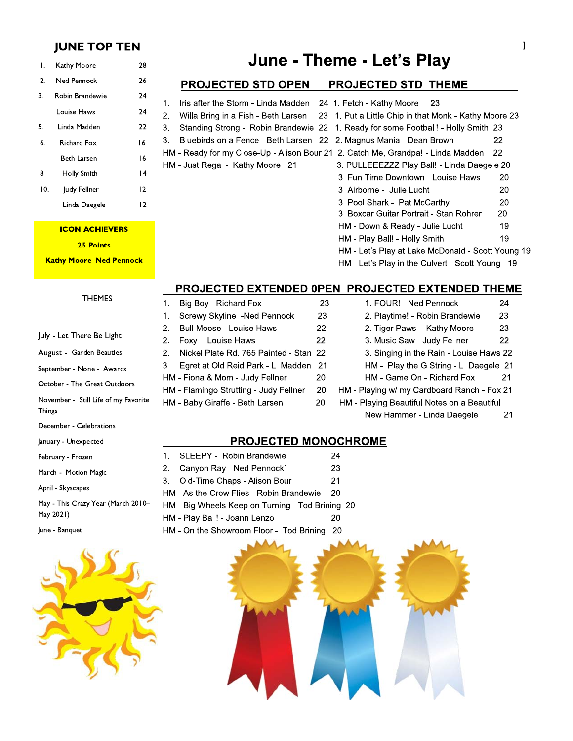## JUNE TOP TEN

| | | |
|---|---|---|
| 1. | Kathy Moore | 28 |
| 2. | Ned Pennock | 26 |
| 3. | Robin Brandewie | 24 |
| | Louise Haws | 24 |
| 5. | Linda Madden | 22 |
| 6. | Richard Fox | 16 |
| | Beth Larsen | 16 |
| 8 | Holly Smith | 14 |
| 10. | Judy Fellner | 12 |
| | Linda Daegele | 12 |

**ICON ACHIEVERS**

**25 Points**

**Kathy Moore Ned Pennock**

THEMES

July - Let There Be Light

August - Garden Beauties

September - None - Awards

October - The Great Outdoors

November - Still Life of My Favorite Things

December - Celebrations

January - Unexpected

February - Frozen

March - Motion Magic

April - Skyscapes

May - This Crazy Year (March 2010–May 2021)

June - Banquet

# June - Theme - Let's Play

## PROJECTED STD OPEN

1. Iris after the Storm - Linda Madden 24
2. Willa Bring in a Fish - Beth Larsen 23
3. Standing Strong - Robin Brandewie 22
3. Bluebirds on a Fence -Beth Larsen 22

HM - Ready for my Close-Up - Alison Bour 21

HM - Just Regal - Kathy Moore 21

## PROJECTED STD THEME

1. Fetch - Kathy Moore 23
1. Put a Little Chip in that Monk - Kathy Moore 23
1. Ready for some Football! - Holly Smith 23
2. Magnus Mania - Dean Brown 22
2. Catch Me, Grandpa! - Linda Madden 22
3. PULLEEEZZZ Play Ball! - Linda Daegele 20
3. Fun Time Downtown - Louise Haws 20
3. Airborne - Julie Lucht 20
3. Pool Shark - Pat McCarthy 20
3. Boxcar Guitar Portrait - Stan Rohrer 20

HM - Down & Ready - Julie Lucht 19

HM - Play Ball! - Holly Smith 19

HM - Let's Play at Lake McDonald - Scott Young 19

HM - Let's Play in the Culvert - Scott Young 19

## PROJECTED EXTENDED 0PEN

1. Big Boy - Richard Fox 23
1. Screwy Skyline -Ned Pennock 23
2. Bull Moose - Louise Haws 22
2. Foxy - Louise Haws 22
2. Nickel Plate Rd. 765 Painted - Stan 22
3. Egret at Old Reid Park - L. Madden 21

HM - Fiona & Mom - Judy Fellner 20

HM - Flamingo Strutting - Judy Fellner 20

HM - Baby Giraffe - Beth Larsen 20

## PROJECTED EXTENDED THEME

1. FOUR! - Ned Pennock 24
2. Playtime! - Robin Brandewie 23
2. Tiger Paws - Kathy Moore 23
3. Music Saw - Judy Fellner 22
3. Singing in the Rain - Louise Haws 22

HM - Play the G String - L. Daegele 21

HM - Game On - Richard Fox 21

HM - Playing w/ my Cardboard Ranch - Fox 21

HM - Playing Beautiful Notes on a Beautiful New Hammer - Linda Daegele 21

## PROJECTED MONOCHROME

1. SLEEPY - Robin Brandewie 24
2. Canyon Ray - Ned Pennock` 23
3. Old-Time Chaps - Alison Bour 21

HM - As the Crow Flies - Robin Brandewie 20

HM - Big Wheels Keep on Turning - Tod Brining 20

HM - Play Ball! - Joann Lenzo 20

HM - On the Showroom Floor - Tod Brining 20